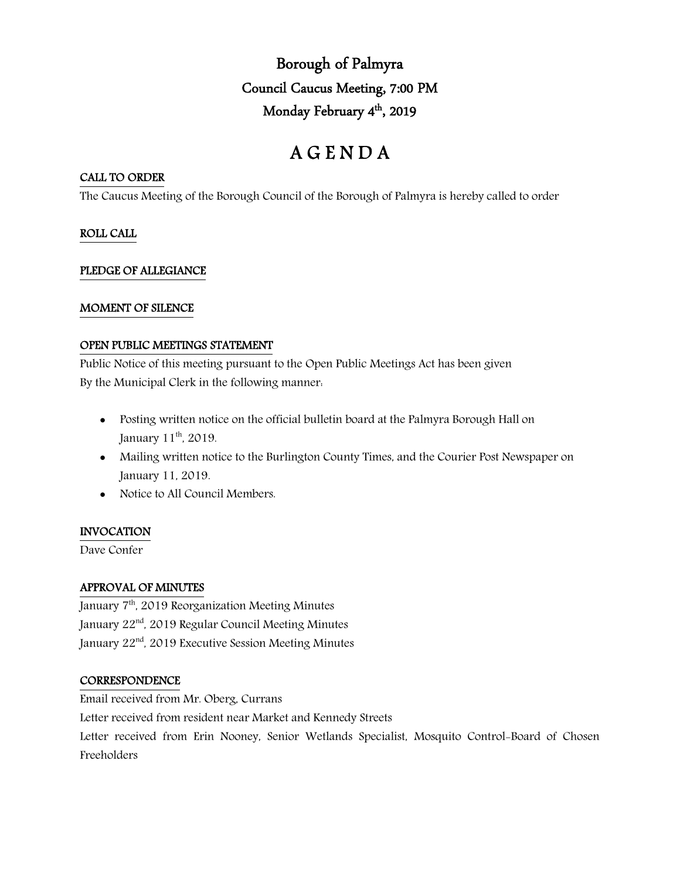# Borough of Palmyra

## Council Caucus Meeting, 7:00 PM

## Monday February 4th, 2019

# A G E N D A

**CALL TO ORDER**

The Caucus Meeting of the Borough Council of the Borough of Palmyra is hereby called to order

**ROLL CALL**

**PLEDGE OF ALLEGIANCE**

**MOMENT OF SILENCE**

**OPEN PUBLIC MEETINGS STATEMENT**

Public Notice of this meeting pursuant to the Open Public Meetings Act has been given
By the Municipal Clerk in the following manner:

- Posting written notice on the official bulletin board at the Palmyra Borough Hall on January 11th, 2019.
- Mailing written notice to the Burlington County Times, and the Courier Post Newspaper on January 11, 2019.
- Notice to All Council Members.

**INVOCATION**

Dave Confer

**APPROVAL OF MINUTES**

January 7th, 2019 Reorganization Meeting Minutes
January 22nd, 2019 Regular Council Meeting Minutes
January 22nd, 2019 Executive Session Meeting Minutes

**CORRESPONDENCE**

Email received from Mr. Oberg, Currans
Letter received from resident near Market and Kennedy Streets
Letter received from Erin Nooney, Senior Wetlands Specialist, Mosquito Control-Board of Chosen Freeholders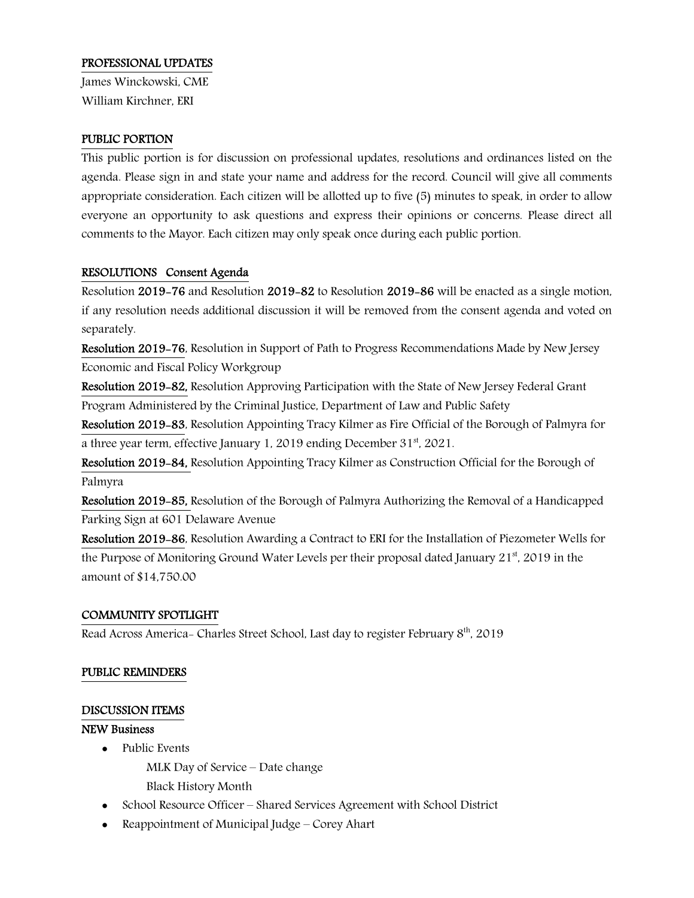## PROFESSIONAL UPDATES

James Winckowski, CME
William Kirchner, ERI

## PUBLIC PORTION

This public portion is for discussion on professional updates, resolutions and ordinances listed on the agenda. Please sign in and state your name and address for the record. Council will give all comments appropriate consideration. Each citizen will be allotted up to five (5) minutes to speak, in order to allow everyone an opportunity to ask questions and express their opinions or concerns. Please direct all comments to the Mayor. Each citizen may only speak once during each public portion.

## RESOLUTIONS Consent Agenda

Resolution **2019-76** and Resolution **2019-82** to Resolution **2019-86** will be enacted as a single motion, if any resolution needs additional discussion it will be removed from the consent agenda and voted on separately.

**Resolution 2019-76**, Resolution in Support of Path to Progress Recommendations Made by New Jersey Economic and Fiscal Policy Workgroup

**Resolution 2019-82,** Resolution Approving Participation with the State of New Jersey Federal Grant Program Administered by the Criminal Justice, Department of Law and Public Safety

**Resolution 2019-83**, Resolution Appointing Tracy Kilmer as Fire Official of the Borough of Palmyra for a three year term, effective January 1, 2019 ending December 31st, 2021.

**Resolution 2019-84,** Resolution Appointing Tracy Kilmer as Construction Official for the Borough of Palmyra

**Resolution 2019-85,** Resolution of the Borough of Palmyra Authorizing the Removal of a Handicapped Parking Sign at 601 Delaware Avenue

**Resolution 2019-86**, Resolution Awarding a Contract to ERI for the Installation of Piezometer Wells for the Purpose of Monitoring Ground Water Levels per their proposal dated January 21st, 2019 in the amount of $14,750.00

## COMMUNITY SPOTLIGHT

Read Across America- Charles Street School, Last day to register February 8th, 2019

## PUBLIC REMINDERS

## DISCUSSION ITEMS

### NEW Business

- Public Events
  - MLK Day of Service – Date change
  - Black History Month
- School Resource Officer – Shared Services Agreement with School District
- Reappointment of Municipal Judge – Corey Ahart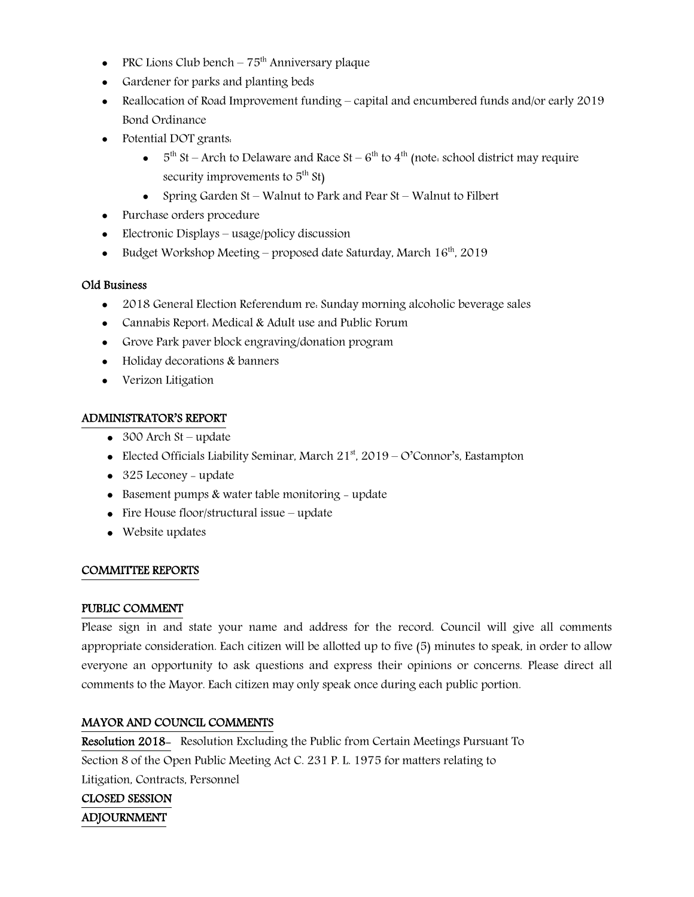- PRC Lions Club bench – $75^{th}$ Anniversary plaque
- Gardener for parks and planting beds
- Reallocation of Road Improvement funding – capital and encumbered funds and/or early 2019 Bond Ordinance
- Potential DOT grants:
  - $5^{th}$ St – Arch to Delaware and Race St – $6^{th}$ to $4^{th}$ (note: school district may require security improvements to $5^{th}$ St)
  - Spring Garden St – Walnut to Park and Pear St – Walnut to Filbert
- Purchase orders procedure
- Electronic Displays – usage/policy discussion
- Budget Workshop Meeting – proposed date Saturday, March $16^{th}$, 2019

**Old Business**

- 2018 General Election Referendum re: Sunday morning alcoholic beverage sales
- Cannabis Report: Medical & Adult use and Public Forum
- Grove Park paver block engraving/donation program
- Holiday decorations & banners
- Verizon Litigation

**ADMINISTRATOR'S REPORT**

- 300 Arch St – update
- Elected Officials Liability Seminar, March $21^{st}$, 2019 – O'Connor's, Eastampton
- 325 Leconey - update
- Basement pumps & water table monitoring - update
- Fire House floor/structural issue – update
- Website updates

**COMMITTEE REPORTS**

**PUBLIC COMMENT**

Please sign in and state your name and address for the record. Council will give all comments appropriate consideration. Each citizen will be allotted up to five (5) minutes to speak, in order to allow everyone an opportunity to ask questions and express their opinions or concerns. Please direct all comments to the Mayor. Each citizen may only speak once during each public portion.

**MAYOR AND COUNCIL COMMENTS**

**Resolution 2018-** Resolution Excluding the Public from Certain Meetings Pursuant To Section 8 of the Open Public Meeting Act C. 231 P. L. 1975 for matters relating to Litigation, Contracts, Personnel

**CLOSED SESSION**

**ADJOURNMENT**